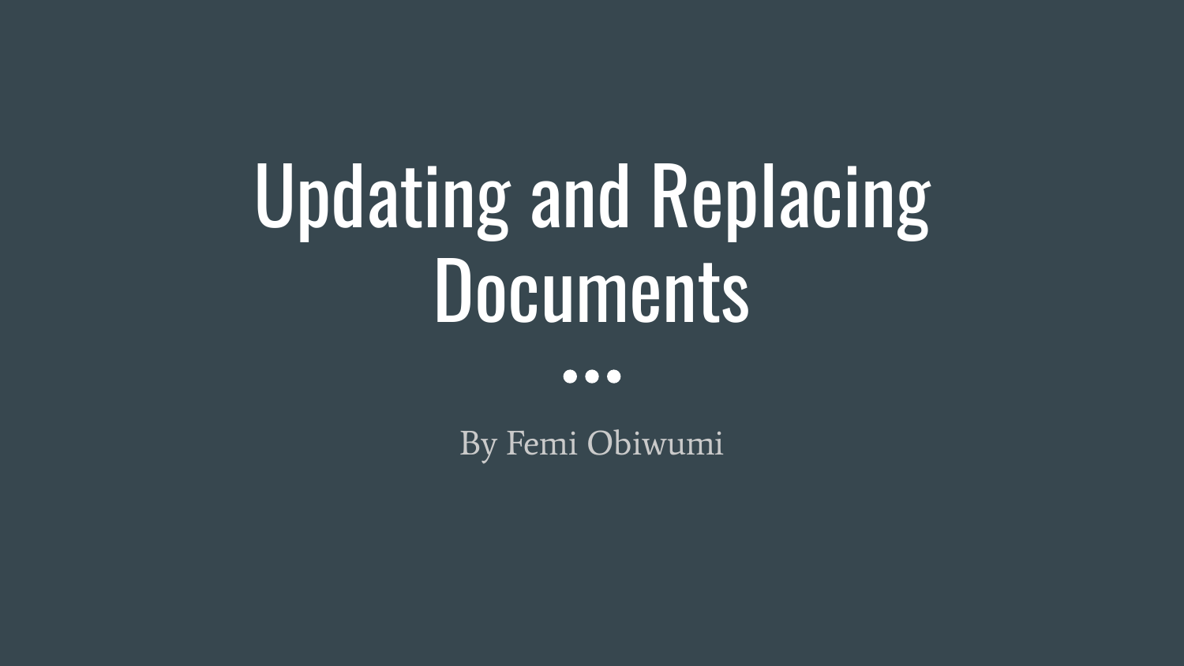# Updating and Replacing Documents

By Femi Obiwumi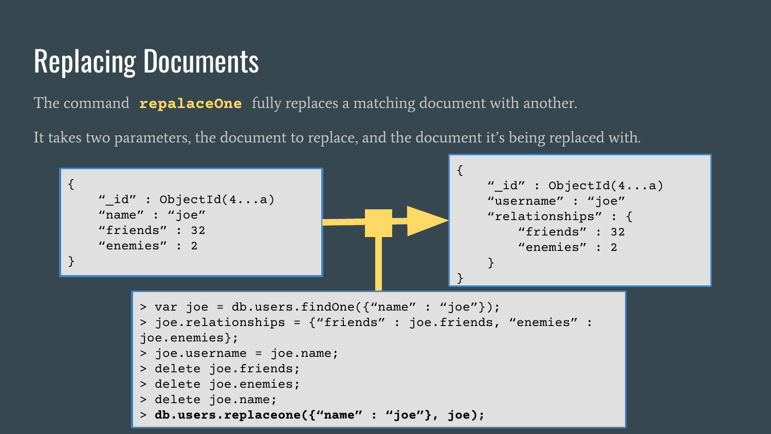# Replacing Documents

The command **repalaceOne** fully replaces a matching document with another.

It takes two parameters, the document to replace, and the document it's being replaced with.

```
{
    "_id" : ObjectId(4...a)
    "name" : "joe"
    "friends" : 32
    "enemies" : 2
}
```

```
{
    "_id" : ObjectId(4...a)
    "username" : "joe"
    "relationships" : {
        "friends" : 32
        "enemies" : 2
    }
}
```

```
> var joe = db.users.findOne({"name" : "joe"});
> joe.relationships = {"friends" : joe.friends, "enemies" :
joe.enemies};
> joe.username = joe.name;
> delete joe.friends;
> delete joe.enemies;
> delete joe.name;
> db.users.replaceone({"name" : "joe"}, joe);
```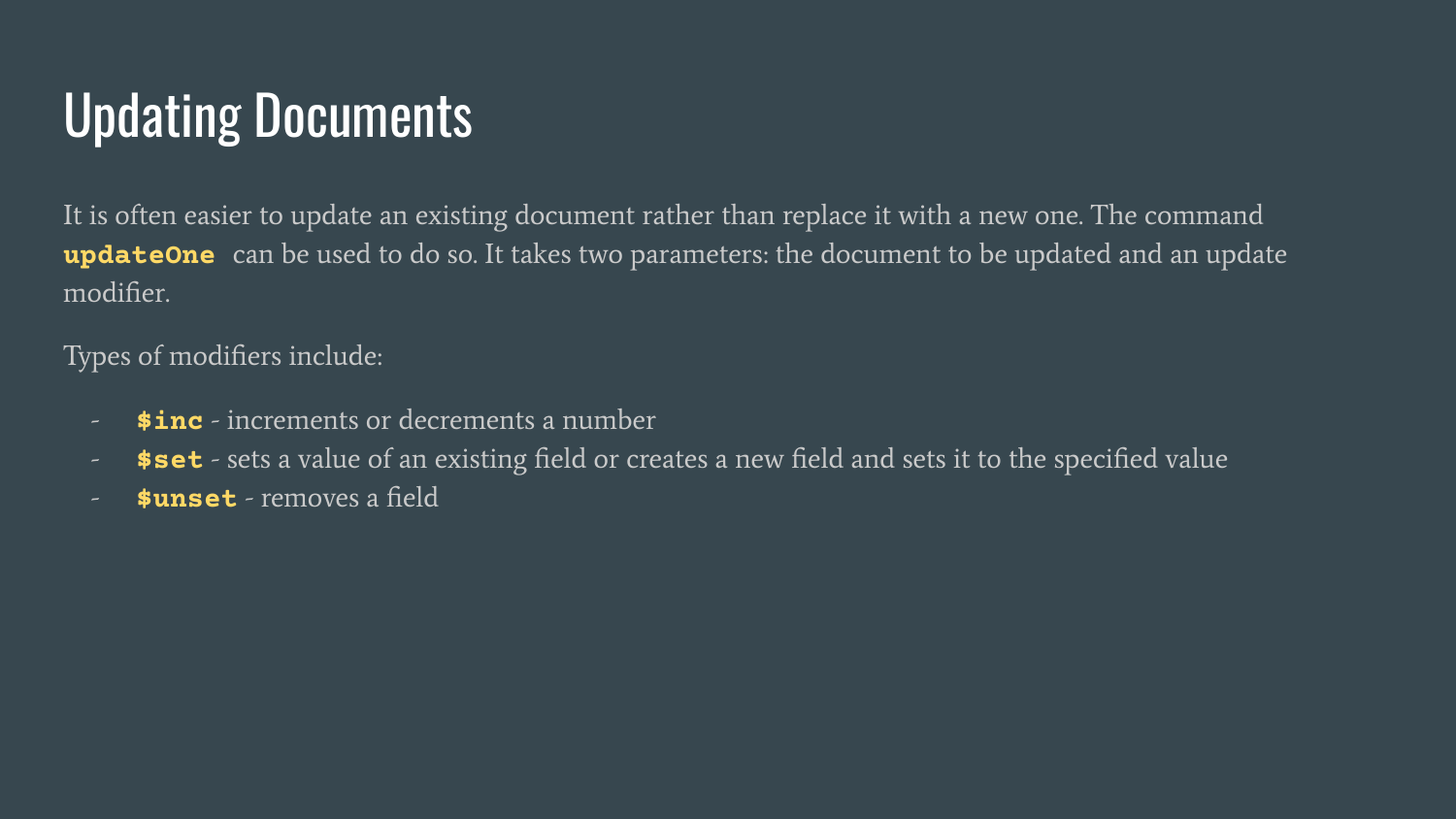# Updating Documents

It is often easier to update an existing document rather than replace it with a new one. The command **`updateOne`** can be used to do so. It takes two parameters: the document to be updated and an update modifier.

Types of modifiers include:

- **`$inc`** - increments or decrements a number
- **`$set`** - sets a value of an existing field or creates a new field and sets it to the specified value
- **`$unset`** - removes a field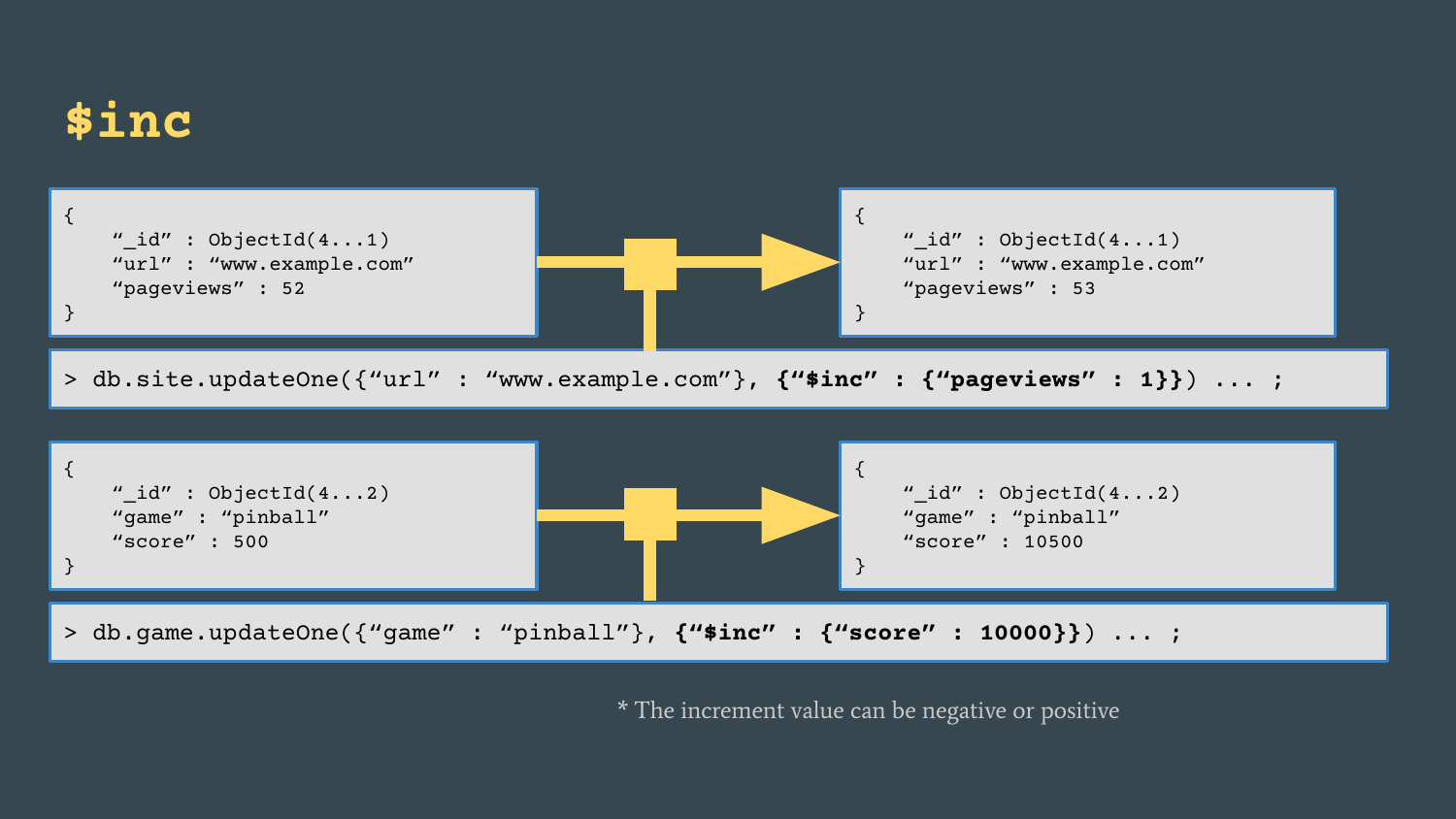# $inc

```
{
    "_id" : ObjectId(4...1)
    "url" : "www.example.com"
    "pageviews" : 52
}
```

```
{
    "_id" : ObjectId(4...1)
    "url" : "www.example.com"
    "pageviews" : 53
}
```

```
> db.site.updateOne({"url" : "www.example.com"}, {"$inc" : {"pageviews" : 1}}) ... ;
```

```
{
    "_id" : ObjectId(4...2)
    "game" : "pinball"
    "score" : 500
}
```

```
{
    "_id" : ObjectId(4...2)
    "game" : "pinball"
    "score" : 10500
}
```

```
> db.game.updateOne({"game" : "pinball"}, {"$inc" : {"score" : 10000}}) ... ;
```

* The increment value can be negative or positive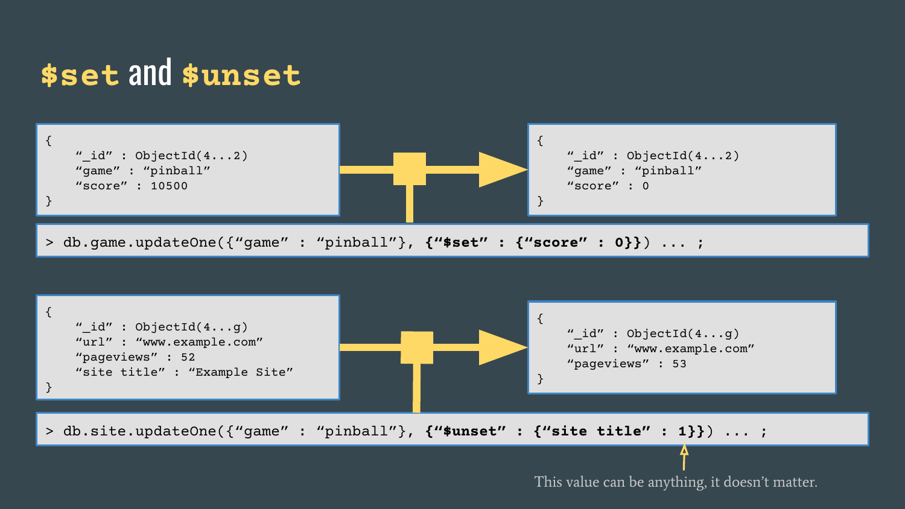# $set and $unset

```
{
    "_id" : ObjectId(4...2)
    "game" : "pinball"
    "score" : 10500
}
```

```
{
    "_id" : ObjectId(4...2)
    "game" : "pinball"
    "score" : 0
}
```

```
> db.game.updateOne({"game" : "pinball"}, {"$set" : {"score" : 0}}) ... ;
```

```
{
    "_id" : ObjectId(4...g)
    "url" : "www.example.com"
    "pageviews" : 52
    "site title" : "Example Site"
}
```

```
{
    "_id" : ObjectId(4...g)
    "url" : "www.example.com"
    "pageviews" : 53
}
```

```
> db.site.updateOne({"game" : "pinball"}, {"$unset" : {"site title" : 1}}) ... ;
```

This value can be anything, it doesn't matter.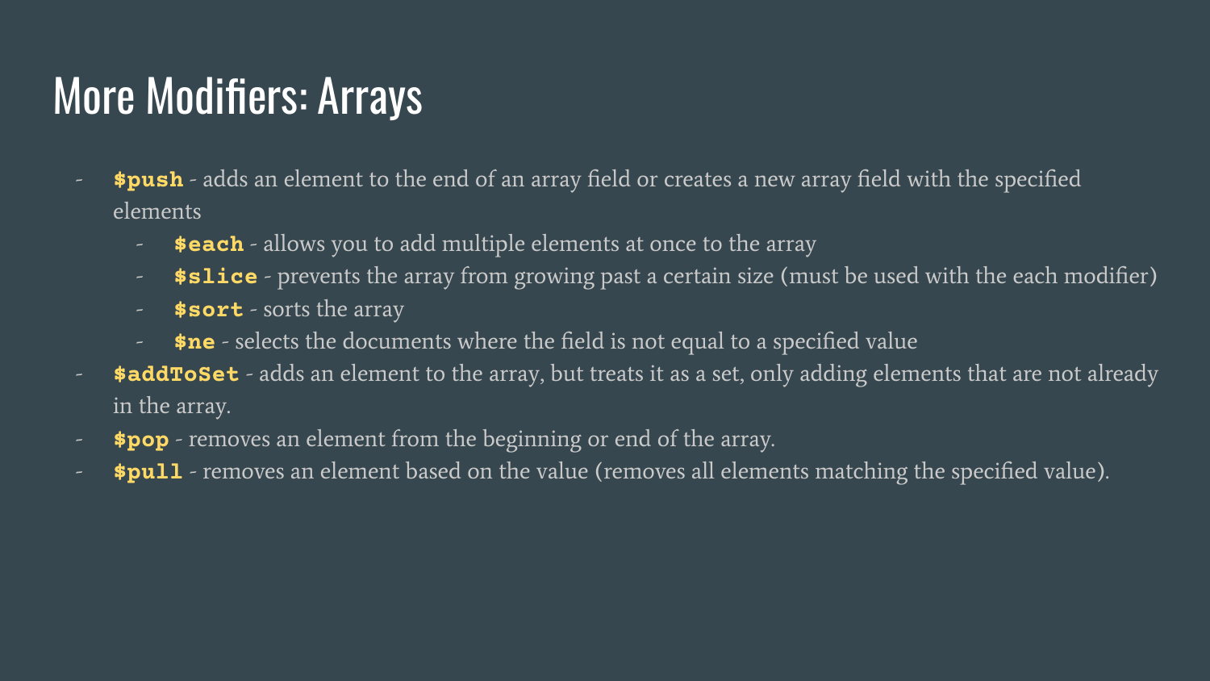# More Modifiers: Arrays

- **`$push`** - adds an element to the end of an array field or creates a new array field with the specified elements
  - **`$each`** - allows you to add multiple elements at once to the array
  - **`$slice`** - prevents the array from growing past a certain size (must be used with the each modifier)
  - **`$sort`** - sorts the array
  - **`$ne`** - selects the documents where the field is not equal to a specified value
- **`$addToSet`** - adds an element to the array, but treats it as a set, only adding elements that are not already in the array.
- **`$pop`** - removes an element from the beginning or end of the array.
- **`$pull`** - removes an element based on the value (removes all elements matching the specified value).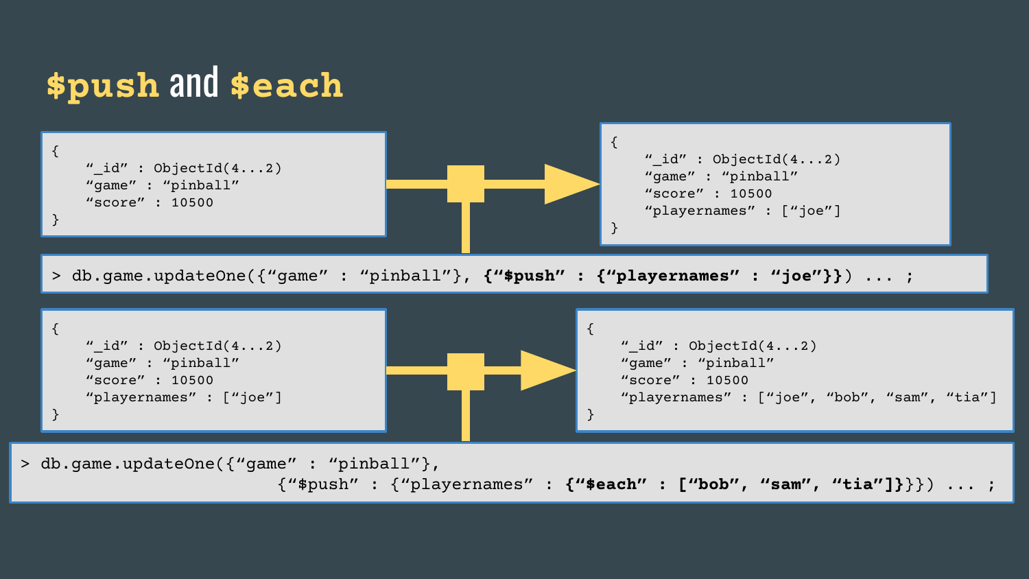# $push and $each

```
{
    "_id" : ObjectId(4...2)
    "game" : "pinball"
    "score" : 10500
}
```

```
> db.game.updateOne({"game" : "pinball"}, {"$push" : {"playernames" : "joe"}}) ... ;
```

```
{
    "_id" : ObjectId(4...2)
    "game" : "pinball"
    "score" : 10500
    "playernames" : ["joe"]
}
```

```
{
    "_id" : ObjectId(4...2)
    "game" : "pinball"
    "score" : 10500
    "playernames" : ["joe"]
}
```

```
> db.game.updateOne({"game" : "pinball"},
                    {"$push" : {"playernames" : {"$each" : ["bob", "sam", "tia"]}}}) ... ;
```

```
{
    "_id" : ObjectId(4...2)
    "game" : "pinball"
    "score" : 10500
    "playernames" : ["joe", "bob", "sam", "tia"]
}
```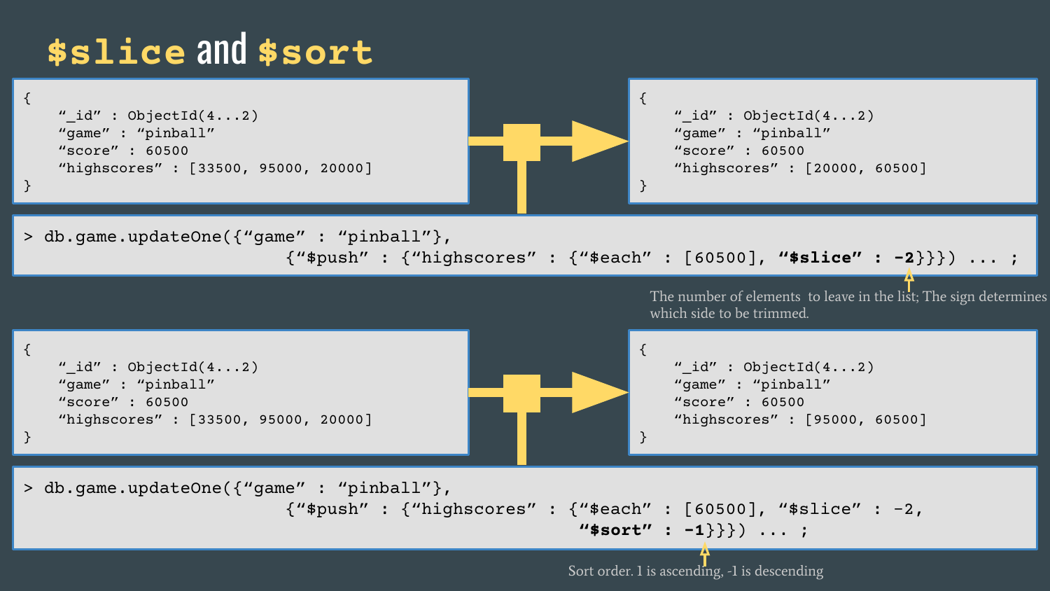# $slice and $sort

```
{
    "_id" : ObjectId(4...2)
    "game" : "pinball"
    "score" : 60500
    "highscores" : [33500, 95000, 20000]
}
```

```
{
    "_id" : ObjectId(4...2)
    "game" : "pinball"
    "score" : 60500
    "highscores" : [20000, 60500]
}
```

```
> db.game.updateOne({"game" : "pinball"},
                    {"$push" : {"highscores" : {"$each" : [60500], "$slice" : -2}}}) ... ;
```

The number of elements to leave in the list; The sign determines which side to be trimmed.

```
{
    "_id" : ObjectId(4...2)
    "game" : "pinball"
    "score" : 60500
    "highscores" : [33500, 95000, 20000]
}
```

```
{
    "_id" : ObjectId(4...2)
    "game" : "pinball"
    "score" : 60500
    "highscores" : [95000, 60500]
}
```

```
> db.game.updateOne({"game" : "pinball"},
                    {"$push" : {"highscores" : {"$each" : [60500], "$slice" : -2,
                                                "$sort" : -1}}}) ... ;
```

Sort order. 1 is ascending, -1 is descending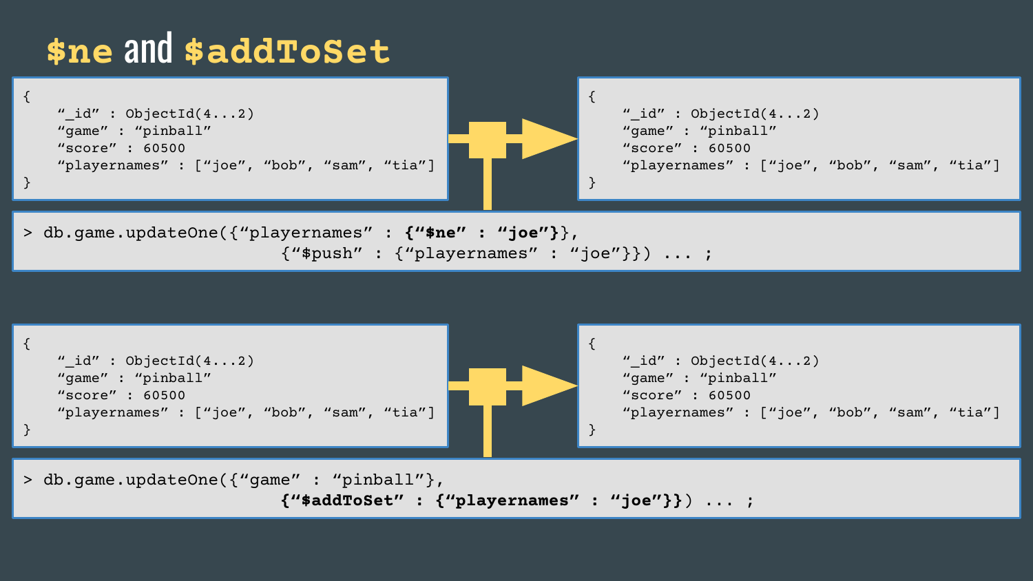# $ne and $addToSet

```
{
    "_id" : ObjectId(4...2)
    "game" : "pinball"
    "score" : 60500
    "playernames" : ["joe", "bob", "sam", "tia"]
}
```

```
{
    "_id" : ObjectId(4...2)
    "game" : "pinball"
    "score" : 60500
    "playernames" : ["joe", "bob", "sam", "tia"]
}
```

```
> db.game.updateOne({"playernames" : {"$ne" : "joe"}},
                    {"$push" : {"playernames" : "joe"}}) ... ;
```

```
{
    "_id" : ObjectId(4...2)
    "game" : "pinball"
    "score" : 60500
    "playernames" : ["joe", "bob", "sam", "tia"]
}
```

```
{
    "_id" : ObjectId(4...2)
    "game" : "pinball"
    "score" : 60500
    "playernames" : ["joe", "bob", "sam", "tia"]
}
```

```
> db.game.updateOne({"game" : "pinball"},
                    {"$addToSet" : {"playernames" : "joe"}}) ... ;
```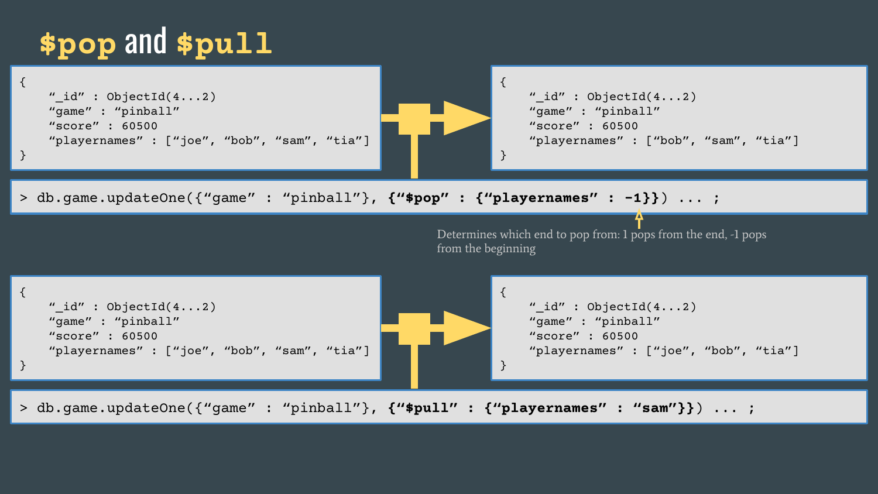# $pop and $pull

```
{
    "_id" : ObjectId(4...2)
    "game" : "pinball"
    "score" : 60500
    "playernames" : ["joe", "bob", "sam", "tia"]
}
```

```
{
    "_id" : ObjectId(4...2)
    "game" : "pinball"
    "score" : 60500
    "playernames" : ["bob", "sam", "tia"]
}
```

```
> db.game.updateOne({"game" : "pinball"}, {"$pop" : {"playernames" : -1}}) ... ;
```

Determines which end to pop from: 1 pops from the end, -1 pops from the beginning

```
{
    "_id" : ObjectId(4...2)
    "game" : "pinball"
    "score" : 60500
    "playernames" : ["joe", "bob", "sam", "tia"]
}
```

```
{
    "_id" : ObjectId(4...2)
    "game" : "pinball"
    "score" : 60500
    "playernames" : ["joe", "bob", "tia"]
}
```

```
> db.game.updateOne({"game" : "pinball"}, {"$pull" : {"playernames" : "sam"}}) ... ;
```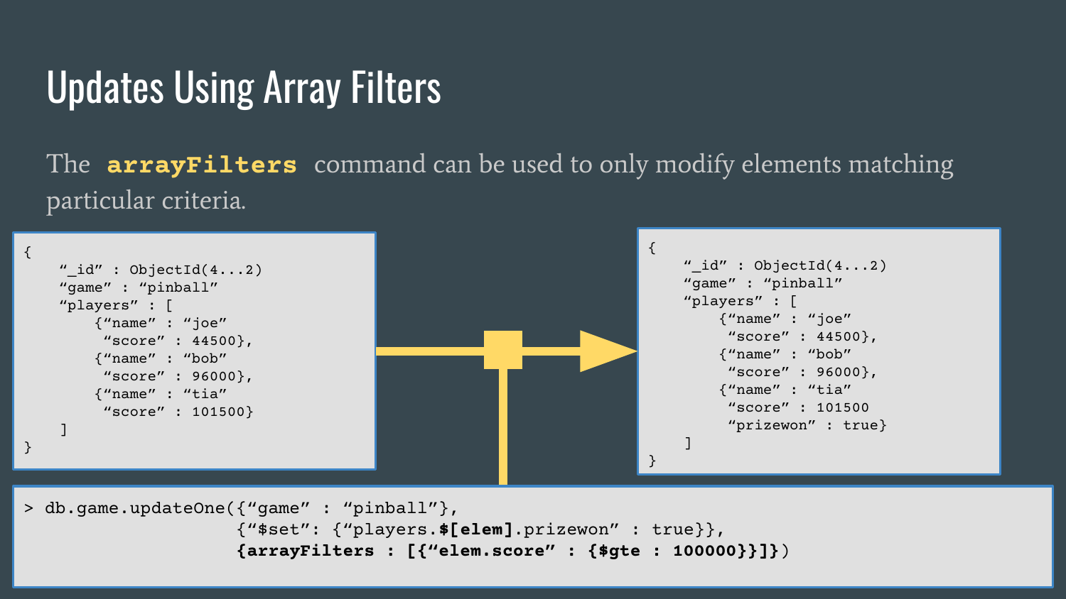# Updates Using Array Filters

The **`arrayFilters`** command can be used to only modify elements matching particular criteria.

```
{
    "_id" : ObjectId(4...2)
    "game" : "pinball"
    "players" : [
        {"name" : "joe"
         "score" : 44500},
        {"name" : "bob"
         "score" : 96000},
        {"name" : "tia"
         "score" : 101500}
    ]
}
```

```
> db.game.updateOne({"game" : "pinball"},
                    {"$set": {"players.$[elem].prizewon" : true}},
                    {arrayFilters : [{"elem.score" : {$gte : 100000}}]})
```

```
{
    "_id" : ObjectId(4...2)
    "game" : "pinball"
    "players" : [
        {"name" : "joe"
         "score" : 44500},
        {"name" : "bob"
         "score" : 96000},
        {"name" : "tia"
         "score" : 101500
         "prizewon" : true}
    ]
}
```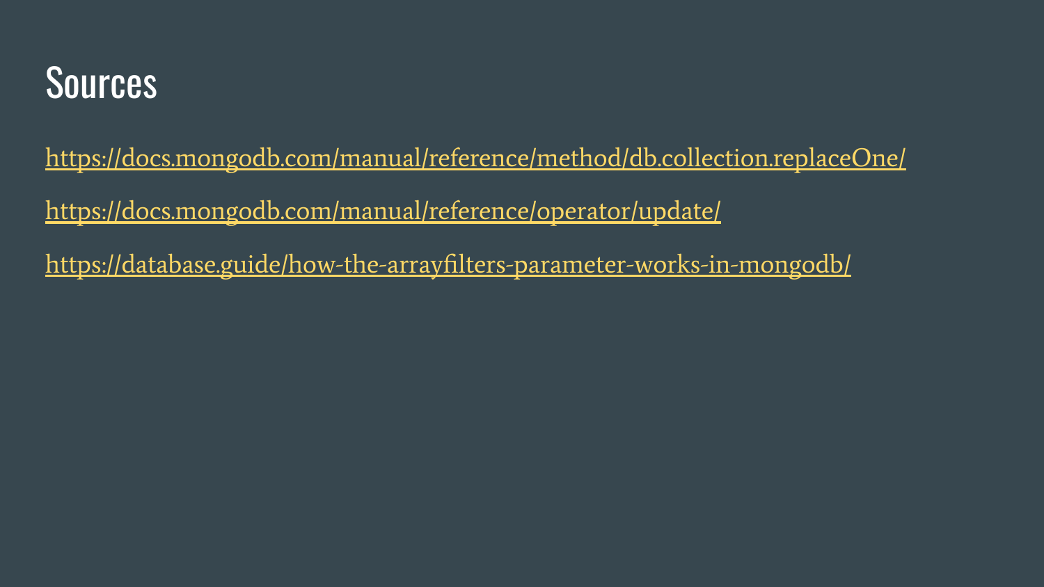# Sources

https://docs.mongodb.com/manual/reference/method/db.collection.replaceOne/

https://docs.mongodb.com/manual/reference/operator/update/

https://database.guide/how-the-arrayfilters-parameter-works-in-mongodb/